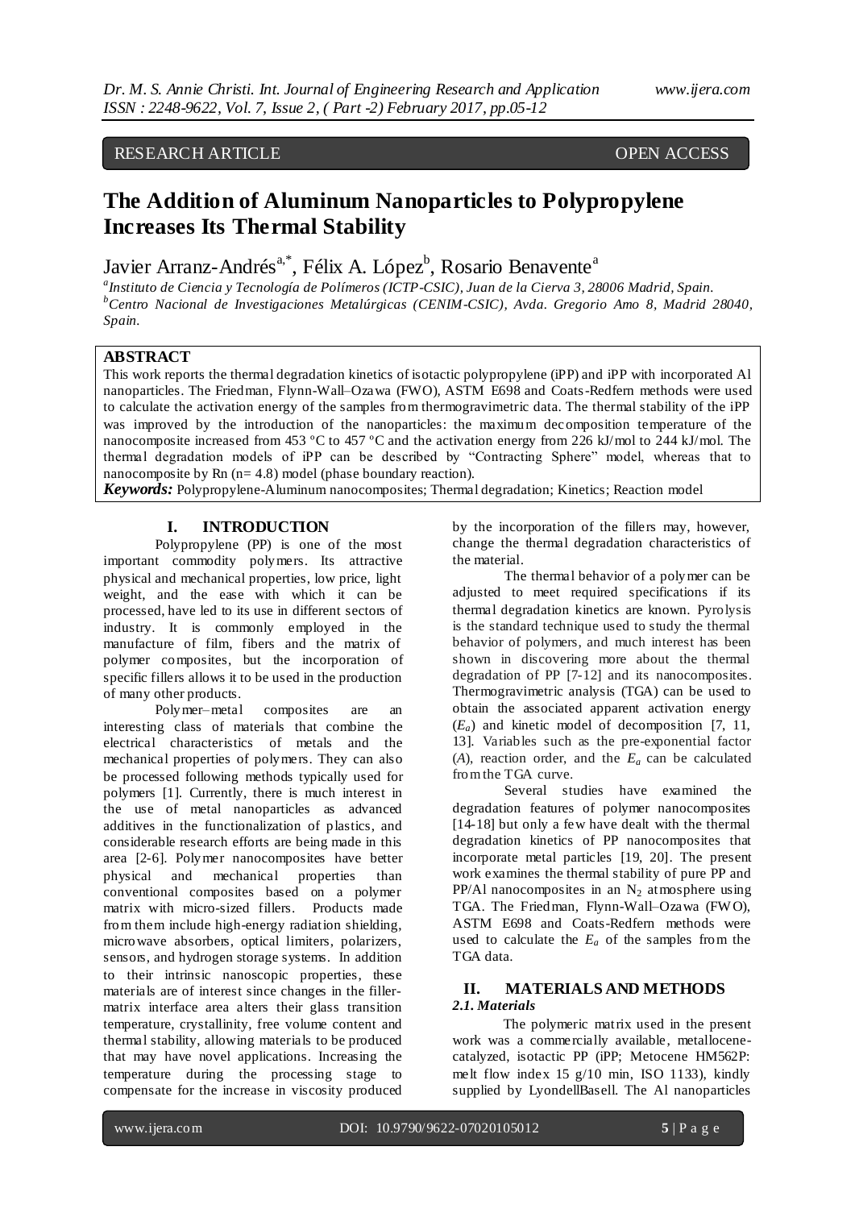RESEARCH ARTICLE OPEN ACCESS

# The Addition of Aluminum Nanoparticles to Polypropylene Increases Its Thermal Stability

Javier Arranz-Andrés[a,*], Félix A. López[b], Rosario Benavente[a]

[a]Instituto de Ciencia y Tecnología de Polímeros (ICTP-CSIC), Juan de la Cierva 3, 28006 Madrid, Spain.
[b]Centro Nacional de Investigaciones Metalúrgicas (CENIM-CSIC), Avda. Gregorio Amo 8, Madrid 28040, Spain.

## ABSTRACT

This work reports the thermal degradation kinetics of isotactic polypropylene (iPP) and iPP with incorporated Al nanoparticles. The Friedman, Flynn-Wall–Ozawa (FWO), ASTM E698 and Coats-Redfern methods were used to calculate the activation energy of the samples from thermogravimetric data. The thermal stability of the iPP was improved by the introduction of the nanoparticles: the maximum decomposition temperature of the nanocomposite increased from 453 ºC to 457 ºC and the activation energy from 226 kJ/mol to 244 kJ/mol. The thermal degradation models of iPP can be described by "Contracting Sphere" model, whereas that to nanocomposite by Rn (n= 4.8) model (phase boundary reaction).

***Keywords:*** Polypropylene-Aluminum nanocomposites; Thermal degradation; Kinetics; Reaction model

## I. INTRODUCTION

Polypropylene (PP) is one of the most important commodity polymers. Its attractive physical and mechanical properties, low price, light weight, and the ease with which it can be processed, have led to its use in different sectors of industry. It is commonly employed in the manufacture of film, fibers and the matrix of polymer composites, but the incorporation of specific fillers allows it to be used in the production of many other products.

Polymer–metal composites are an interesting class of materials that combine the electrical characteristics of metals and the mechanical properties of polymers. They can also be processed following methods typically used for polymers [1]. Currently, there is much interest in the use of metal nanoparticles as advanced additives in the functionalization of plastics, and considerable research efforts are being made in this area [2-6]. Polymer nanocomposites have better physical and mechanical properties than conventional composites based on a polymer matrix with micro-sized fillers. Products made from them include high-energy radiation shielding, microwave absorbers, optical limiters, polarizers, sensors, and hydrogen storage systems. In addition to their intrinsic nanoscopic properties, these materials are of interest since changes in the filler-matrix interface area alters their glass transition temperature, crystallinity, free volume content and thermal stability, allowing materials to be produced that may have novel applications. Increasing the temperature during the processing stage to compensate for the increase in viscosity produced by the incorporation of the fillers may, however, change the thermal degradation characteristics of the material.

The thermal behavior of a polymer can be adjusted to meet required specifications if its thermal degradation kinetics are known. Pyrolysis is the standard technique used to study the thermal behavior of polymers, and much interest has been shown in discovering more about the thermal degradation of PP [7-12] and its nanocomposites. Thermogravimetric analysis (TGA) can be used to obtain the associated apparent activation energy ($E_a$) and kinetic model of decomposition [7, 11, 13]. Variables such as the pre-exponential factor ($A$), reaction order, and the $E_a$ can be calculated from the TGA curve.

Several studies have examined the degradation features of polymer nanocomposites [14-18] but only a few have dealt with the thermal degradation kinetics of PP nanocomposites that incorporate metal particles [19, 20]. The present work examines the thermal stability of pure PP and PP/Al nanocomposites in an $N_2$ atmosphere using TGA. The Friedman, Flynn-Wall–Ozawa (FWO), ASTM E698 and Coats-Redfern methods were used to calculate the $E_a$ of the samples from the TGA data.

## II. MATERIALS AND METHODS

### *2.1. Materials*

The polymeric matrix used in the present work was a commercially available, metallocene-catalyzed, isotactic PP (iPP; Metocene HM562P: melt flow index 15 g/10 min, ISO 1133), kindly supplied by LyondellBasell. The Al nanoparticles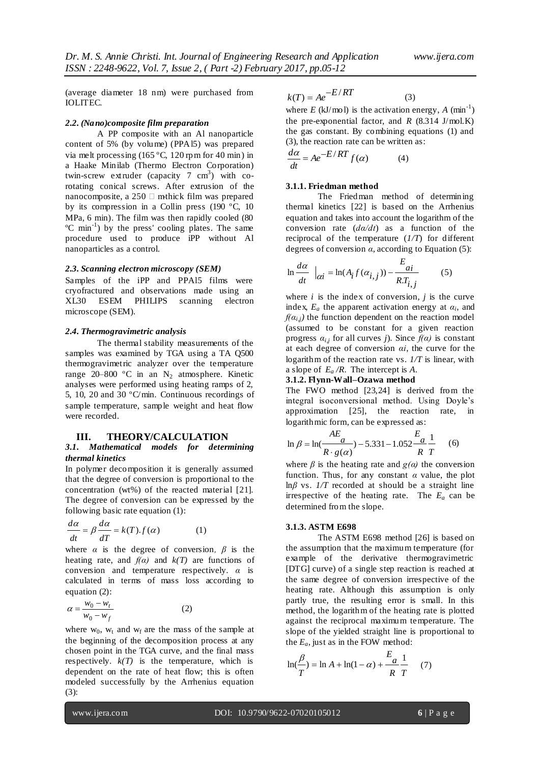(average diameter 18 nm) were purchased from IOLITEC.

### 2.2. (Nano)composite film preparation

A PP composite with an Al nanoparticle content of 5% (by volume) (PPAl5) was prepared via melt processing (165 ºC, 120 rpm for 40 min) in a Haake Minilab (Thermo Electron Corporation) twin-screw extruder (capacity 7 cm$^3$) with co-rotating conical screws. After extrusion of the nanocomposite, a 250 □ m-thick film was prepared by its compression in a Collin press (190 ºC, 10 MPa, 6 min). The film was then rapidly cooled (80 ºC min$^{-1}$) by the press' cooling plates. The same procedure used to produce iPP without Al nanoparticles as a control.

### 2.3. Scanning electron microscopy (SEM)

Samples of the iPP and PPAl5 films were cryofractured and observations made using an XL30 ESEM PHILIPS scanning electron microscope (SEM).

### 2.4. Thermogravimetric analysis

The thermal stability measurements of the samples was examined by TGA using a TA Q500 thermogravimetric analyzer over the temperature range 20–800 ºC in an $N_2$ atmosphere. Kinetic analyses were performed using heating ramps of 2, 5, 10, 20 and 30 ºC/min. Continuous recordings of sample temperature, sample weight and heat flow were recorded.

## III. THEORY/CALCULATION

### 3.1. Mathematical models for determining thermal kinetics

In polymer decomposition it is generally assumed that the degree of conversion is proportional to the concentration (wt%) of the reacted material [21]. The degree of conversion can be expressed by the following basic rate equation (1):

$$\frac{d\alpha}{dt} = \beta \frac{d\alpha}{dT} = k(T).f(\alpha) \qquad (1)$$

where $\alpha$ is the degree of conversion, $\beta$ is the heating rate, and $f(\alpha)$ and $k(T)$ are functions of conversion and temperature respectively. $\alpha$ is calculated in terms of mass loss according to equation (2):

$$\alpha = \frac{w_0 - w_t}{w_0 - w_f} \qquad (2)$$

where $w_0$, $w_t$ and $w_f$ are the mass of the sample at the beginning of the decomposition process at any chosen point in the TGA curve, and the final mass respectively. $k(T)$ is the temperature, which is dependent on the rate of heat flow; this is often modeled successfully by the Arrhenius equation (3):

$$k(T) = Ae^{-E/RT} \qquad (3)$$

where $E$ (kJ/mol) is the activation energy, $A$ (min$^{-1}$) the pre-exponential factor, and $R$ (8.314 J/mol.K) the gas constant. By combining equations (1) and (3), the reaction rate can be written as:

$$\frac{d\alpha}{dt} = Ae^{-E/RT} f(\alpha) \qquad (4)$$

#### 3.1.1. Friedman method

The Friedman method of determining thermal kinetics [22] is based on the Arrhenius equation and takes into account the logarithm of the conversion rate ($d\alpha/dt$) as a function of the reciprocal of the temperature ($1/T$) for different degrees of conversion $\alpha$, according to Equation (5):

$$\ln \frac{d\alpha}{dt}\Big|_{\alpha i} = \ln(A_i f(\alpha_{i,j})) - \frac{E_{ai}}{R.T_{i,j}} \qquad (5)$$

where $i$ is the index of conversion, $j$ is the curve index, $E_a$ the apparent activation energy at $\alpha_i$, and $f(\alpha_{i,j})$ the function dependent on the reaction model (assumed to be constant for a given reaction progress $\alpha_{i,j}$ for all curves $j$). Since $f(\alpha)$ is constant at each degree of conversion $\alpha i$, the curve for the logarithm of the reaction rate vs. $1/T$ is linear, with a slope of $E_a/R$. The intercept is $A$.

#### 3.1.2. Flynn-Wall–Ozawa method

The FWO method [23,24] is derived from the integral isoconversional method. Using Doyle's approximation [25], the reaction rate, in logarithmic form, can be expressed as:

$$\ln \beta = \ln(\frac{AE_a}{R \cdot g(\alpha)}) - 5.331 - 1.052\frac{E_a}{R}\frac{1}{T} \qquad (6)$$

where $\beta$ is the heating rate and $g(\alpha)$ the conversion function. Thus, for any constant $\alpha$ value, the plot $\ln\beta$ vs. $1/T$ recorded at should be a straight line irrespective of the heating rate. The $E_a$ can be determined from the slope.

#### 3.1.3. ASTM E698

The ASTM E698 method [26] is based on the assumption that the maximum temperature (for example of the derivative thermogravimetric [DTG] curve) of a single step reaction is reached at the same degree of conversion irrespective of the heating rate. Although this assumption is only partly true, the resulting error is small. In this method, the logarithm of the heating rate is plotted against the reciprocal maximum temperature. The slope of the yielded straight line is proportional to the $E_a$, just as in the FOW method:

$$\ln(\frac{\beta}{T}) = \ln A + \ln(1-\alpha) + \frac{E_a}{R}\frac{1}{T} \qquad (7)$$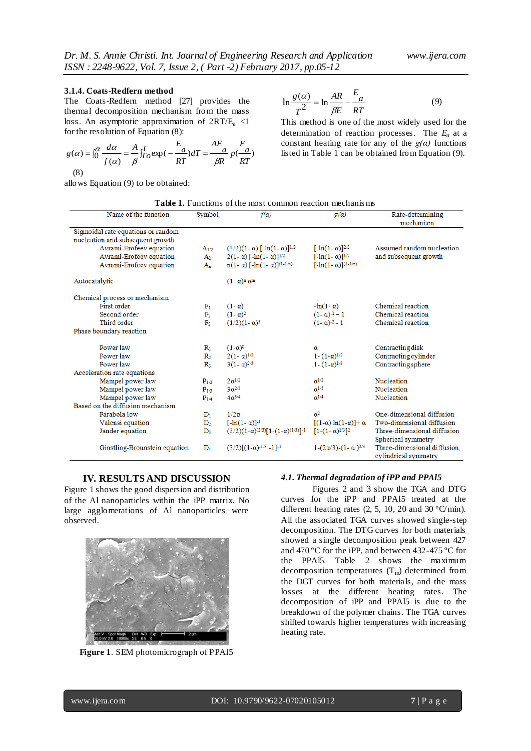### 3.1.4. Coats-Redfern method

The Coats-Redfern method [27] provides the thermal decomposition mechanism from the mass loss. An asymptotic approximation of $2RT/E_a < 1$ for the resolution of Equation (8):

$$g(\alpha) = \int_0^{\alpha} \frac{d\alpha}{f(\alpha)} = \frac{A}{\beta} \int_{To}^{T} \exp(-\frac{E_a}{RT}) dT = \frac{AE_a}{\beta R} p(\frac{E_a}{RT}) \quad (8)$$

allows Equation (9) to be obtained:

$$\ln \frac{g(\alpha)}{T^2} = \ln \frac{AR}{\beta E} - \frac{E_a}{RT} \quad (9)$$

This method is one of the most widely used for the determination of reaction processes. The $E_a$ at a constant heating rate for any of the $g(\alpha)$ functions listed in Table 1 can be obtained from Equation (9).

**Table 1.** Functions of the most common reaction mechanisms

| Name of the function | Symbol | $f(\alpha)$ | $g(\alpha)$ | Rate-determining mechanism |
|---|---|---|---|---|
| Sigmoidal rate equations or random nucleation and subsequent growth | | | | |
| Avrami-Erofeev equation | $A_{3/2}$ | $(3/2)(1-\alpha)[-\ln(1-\alpha)]^{1/3}$ | $[-\ln(1-\alpha)]^{2/3}$ | Assumed random nucleation and subsequent growth |
| Avrami-Erofeev equation | $A_2$ | $2(1-\alpha)[-\ln(1-\alpha)]^{1/2}$ | $[-\ln(1-\alpha)]^{1/2}$ | |
| Avrami-Erofeev equation | $A_n$ | $n(1-\alpha)[-\ln(1-\alpha)]^{(1-1/n)}$ | $[-\ln(1-\alpha)]^{(1-1/n)}$ | |
| Autocatalytic | | $(1-\alpha)^n \alpha^m$ | | |
| Chemical process or mechanism | | | | |
| First order | $F_1$ | $(1-\alpha)$ | $-\ln(1-\alpha)$ | Chemical reaction |
| Second order | $F_2$ | $(1-\alpha)^2$ | $(1-\alpha)^{-1}-1$ | Chemical reaction |
| Third order | $F_3$ | $(1/2)(1-\alpha)^3$ | $(1-\alpha)^{-2}-1$ | Chemical reaction |
| Phase boundary reaction | | | | |
| Power law | $R_1$ | $(1-\alpha)^0$ | $\alpha$ | Contracting disk |
| Power law | $R_2$ | $2(1-\alpha)^{1/2}$ | $1-(1-\alpha)^{1/2}$ | Contracting cylinder |
| Power law | $R_3$ | $3(1-\alpha)^{2/3}$ | $1-(1-\alpha)^{1/3}$ | Contracting sphere |
| Acceleration rate equations | | | | |
| Mampel power law | $P_{1/2}$ | $2\alpha^{1/2}$ | $\alpha^{1/2}$ | Nucleation |
| Mampel power law | $P_{1/3}$ | $3\alpha^{2/3}$ | $\alpha^{1/3}$ | Nucleation |
| Mampel power law | $P_{1/4}$ | $4\alpha^{3/4}$ | $\alpha^{1/4}$ | Nucleation |
| Based on the diffusion mechanism | | | | |
| Parabola low | $D_1$ | $1/2\alpha$ | $\alpha^2$ | One-dimensional diffusion |
| Valensi equation | $D_2$ | $[-\ln(1-\alpha)]^{-1}$ | $[(1-\alpha)\ln(1-\alpha)]+\alpha$ | Two-dimensional diffusion |
| Jander equation | $D_3$ | $(3/2)(1-\alpha)^{(2/3)}[1-(1-\alpha)^{(1/3)}]^{-1}$ | $[1-(1-\alpha)^{1/3}]^2$ | Three-dimensional diffusion Spherical symmetry |
| Ginstling-Brounstein equation | $D_4$ | $(3/2)[(1-\alpha)^{-1/3}-1]^{-1}$ | $1-(2\alpha/3)-(1-\alpha)^{2/3}$ | Three-dimensional diffusion, cylindrical symmetry |

## IV. RESULTS AND DISCUSSION

Figure 1 shows the good dispersion and distribution of the Al nanoparticles within the iPP matrix. No large agglomerations of Al nanoparticles were observed.

**Figure 1**. SEM photomicrograph of PPAl5

### *4.1. Thermal degradation of iPP and PPAl5*

Figures 2 and 3 show the TGA and DTG curves for the iPP and PPAl5 treated at the different heating rates (2, 5, 10, 20 and 30 °C/min). All the associated TGA curves showed single-step decomposition. The DTG curves for both materials showed a single decomposition peak between 427 and 470 °C for the iPP, and between 432-475 °C for the PPAl5. Table 2 shows the maximum decomposition temperatures ($T_m$) determined from the DGT curves for both materials, and the mass losses at the different heating rates. The decomposition of iPP and PPAl5 is due to the breakdown of the polymer chains. The TGA curves shifted towards higher temperatures with increasing heating rate.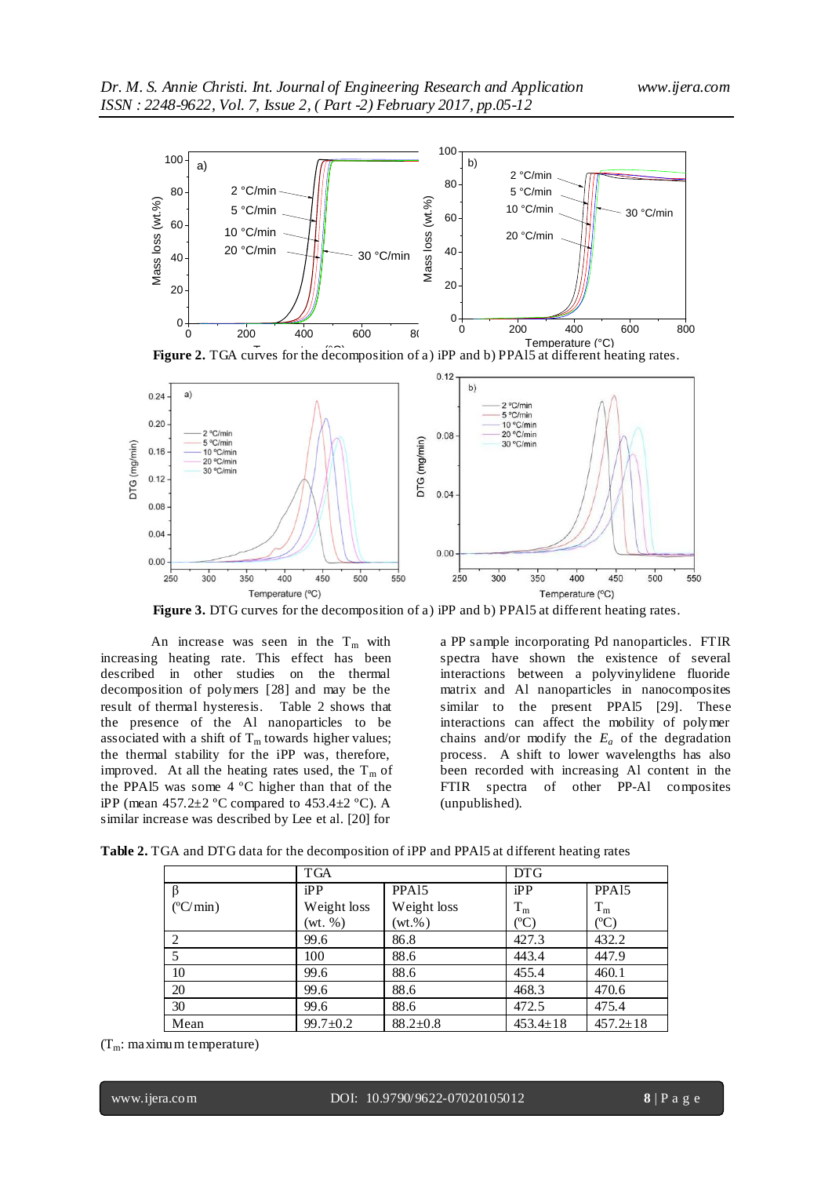**Figure 2.** TGA curves for the decomposition of a) iPP and b) PPAl5 at different heating rates.

**Figure 3.** DTG curves for the decomposition of a) iPP and b) PPAl5 at different heating rates.

An increase was seen in the $T_m$ with increasing heating rate. This effect has been described in other studies on the thermal decomposition of polymers [28] and may be the result of thermal hysteresis. Table 2 shows that the presence of the Al nanoparticles to be associated with a shift of $T_m$ towards higher values; the thermal stability for the iPP was, therefore, improved. At all the heating rates used, the $T_m$ of the PPAl5 was some 4 °C higher than that of the iPP (mean 457.2±2 °C compared to 453.4±2 °C). A similar increase was described by Lee et al. [20] for a PP sample incorporating Pd nanoparticles. FTIR spectra have shown the existence of several interactions between a polyvinylidene fluoride matrix and Al nanoparticles in nanocomposites similar to the present PPAl5 [29]. These interactions can affect the mobility of polymer chains and/or modify the $E_a$ of the degradation process. A shift to lower wavelengths has also been recorded with increasing Al content in the FTIR spectra of other PP-Al composites (unpublished).

**Table 2.** TGA and DTG data for the decomposition of iPP and PPAl5 at different heating rates

| | TGA | | DTG | |
|---|---|---|---|---|
| β (ºC/min) | iPP Weight loss (wt. %) | PPAl5 Weight loss (wt.%) | iPP $T_m$ (ºC) | PPAl5 $T_m$ (ºC) |
| 2 | 99.6 | 86.8 | 427.3 | 432.2 |
| 5 | 100 | 88.6 | 443.4 | 447.9 |
| 10 | 99.6 | 88.6 | 455.4 | 460.1 |
| 20 | 99.6 | 88.6 | 468.3 | 470.6 |
| 30 | 99.6 | 88.6 | 472.5 | 475.4 |
| Mean | 99.7±0.2 | 88.2±0.8 | 453.4±18 | 457.2±18 |

($T_m$: maximum temperature)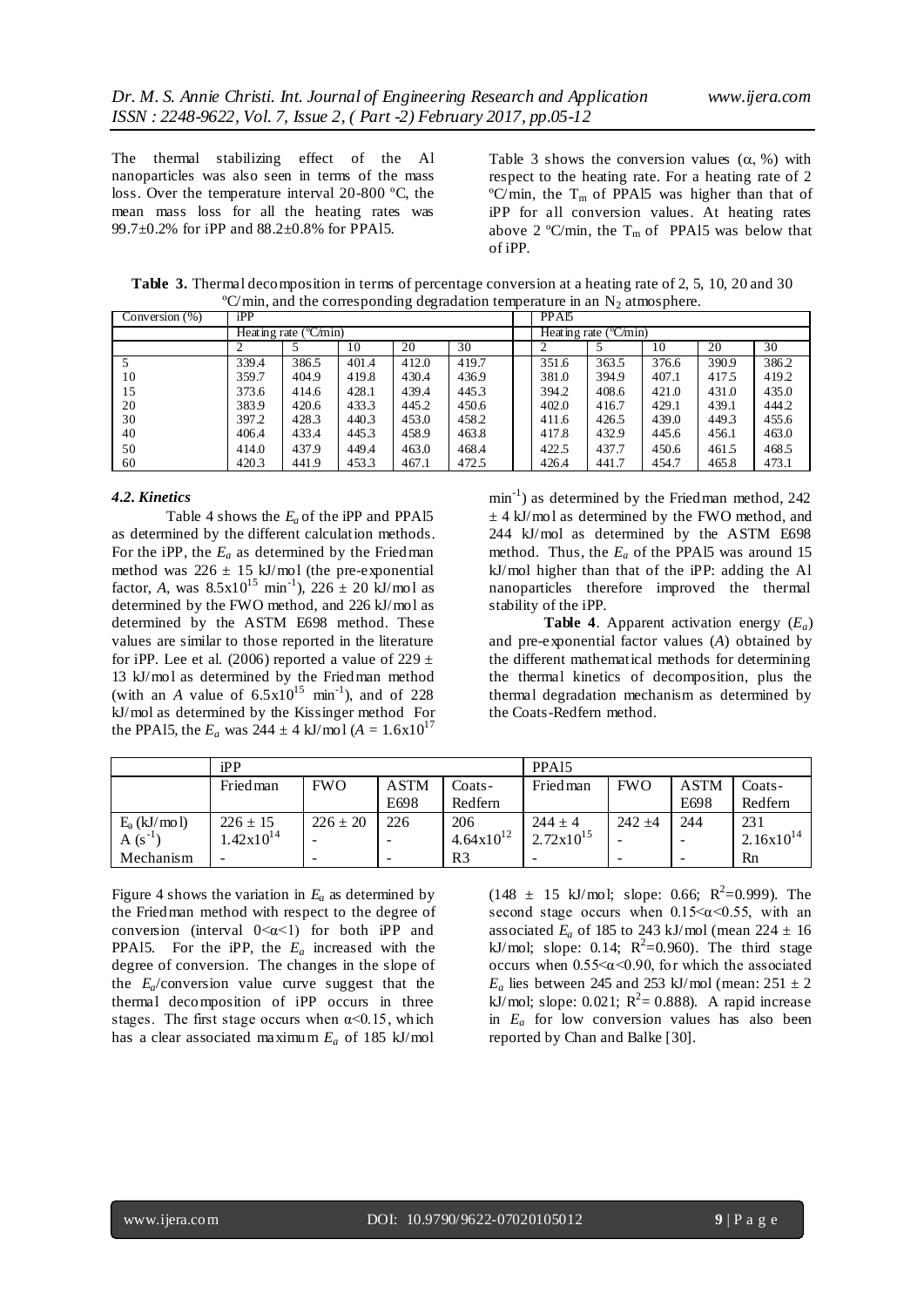The thermal stabilizing effect of the Al nanoparticles was also seen in terms of the mass loss. Over the temperature interval 20-800 ºC, the mean mass loss for all the heating rates was 99.7±0.2% for iPP and 88.2±0.8% for PPAl5.

Table 3 shows the conversion values ($\alpha$, %) with respect to the heating rate. For a heating rate of 2 ºC/min, the $T_m$ of PPAl5 was higher than that of iPP for all conversion values. At heating rates above 2 ºC/min, the $T_m$ of PPAl5 was below that of iPP.

**Table 3.** Thermal decomposition in terms of percentage conversion at a heating rate of 2, 5, 10, 20 and 30 ºC/min, and the corresponding degradation temperature in an $N_2$ atmosphere.

| Conversion (%) | iPP | | | | | PPAl5 | | | | |
|---|---|---|---|---|---|---|---|---|---|---|
| | Heating rate (ºC/min) | | | | | Heating rate (ºC/min) | | | | |
| | 2 | 5 | 10 | 20 | 30 | 2 | 5 | 10 | 20 | 30 |
| 5 | 339.4 | 386.5 | 401.4 | 412.0 | 419.7 | 351.6 | 363.5 | 376.6 | 390.9 | 386.2 |
| 10 | 359.7 | 404.9 | 419.8 | 430.4 | 436.9 | 381.0 | 394.9 | 407.1 | 417.5 | 419.2 |
| 15 | 373.6 | 414.6 | 428.1 | 439.4 | 445.3 | 394.2 | 408.6 | 421.0 | 431.0 | 435.0 |
| 20 | 383.9 | 420.6 | 433.3 | 445.2 | 450.6 | 402.0 | 416.7 | 429.1 | 439.1 | 444.2 |
| 30 | 397.2 | 428.3 | 440.3 | 453.0 | 458.2 | 411.6 | 426.5 | 439.0 | 449.3 | 455.6 |
| 40 | 406.4 | 433.4 | 445.3 | 458.9 | 463.8 | 417.8 | 432.9 | 445.6 | 456.1 | 463.0 |
| 50 | 414.0 | 437.9 | 449.4 | 463.0 | 468.4 | 422.5 | 437.7 | 450.6 | 461.5 | 468.5 |
| 60 | 420.3 | 441.9 | 453.3 | 467.1 | 472.5 | 426.4 | 441.7 | 454.7 | 465.8 | 473.1 |

### *4.2. Kinetics*

Table 4 shows the $E_a$ of the iPP and PPAl5 as determined by the different calculation methods. For the iPP, the $E_a$ as determined by the Friedman method was 226 ± 15 kJ/mol (the pre-exponential factor, *A*, was $8.5\times10^{15}$ $min^{-1}$), 226 ± 20 kJ/mol as determined by the FWO method, and 226 kJ/mol as determined by the ASTM E698 method. These values are similar to those reported in the literature for iPP. Lee et al. (2006) reported a value of 229 ± 13 kJ/mol as determined by the Friedman method (with an *A* value of $6.5\times10^{15}$ $min^{-1}$), and of 228 kJ/mol as determined by the Kissinger method For the PPAl5, the $E_a$ was 244 ± 4 kJ/mol ($A = 1.6\times10^{17}$ $min^{-1}$) as determined by the Friedman method, 242 ± 4 kJ/mol as determined by the FWO method, and 244 kJ/mol as determined by the ASTM E698 method. Thus, the $E_a$ of the PPAl5 was around 15 kJ/mol higher than that of the iPP: adding the Al nanoparticles therefore improved the thermal stability of the iPP.

**Table 4**. Apparent activation energy ($E_a$) and pre-exponential factor values (*A*) obtained by the different mathematical methods for determining the thermal kinetics of decomposition, plus the thermal degradation mechanism as determined by the Coats-Redfern method.

| | iPP | | | | PPAl5 | | | |
|---|---|---|---|---|---|---|---|---|
| | Friedman | FWO | ASTM E698 | Coats-Redfern | Friedman | FWO | ASTM E698 | Coats-Redfern |
| $E_a$ (kJ/mol) | 226 ± 15 | 226 ± 20 | 226 | 206 | 244 ± 4 | 242 ±4 | 244 | 231 |
| A ($s^{-1}$) | $1.42\times10^{14}$ | - | - | $4.64\times10^{12}$ | $2.72\times10^{15}$ | - | - | $2.16\times10^{14}$ |
| Mechanism | - | - | - | R3 | - | - | - | Rn |

Figure 4 shows the variation in $E_a$ as determined by the Friedman method with respect to the degree of conversion (interval $0<\alpha<1$) for both iPP and PPAl5. For the iPP, the $E_a$ increased with the degree of conversion. The changes in the slope of the $E_a$/conversion value curve suggest that the thermal decomposition of iPP occurs in three stages. The first stage occurs when $\alpha<0.15$, which has a clear associated maximum $E_a$ of 185 kJ/mol (148 ± 15 kJ/mol; slope: 0.66; $R^2$=0.999). The second stage occurs when $0.15<\alpha<0.55$, with an associated $E_a$ of 185 to 243 kJ/mol (mean 224 ± 16 kJ/mol; slope: 0.14; $R^2$=0.960). The third stage occurs when $0.55<\alpha<0.90$, for which the associated $E_a$ lies between 245 and 253 kJ/mol (mean: 251 ± 2 kJ/mol; slope: 0.021; $R^2$= 0.888). A rapid increase in $E_a$ for low conversion values has also been reported by Chan and Balke [30].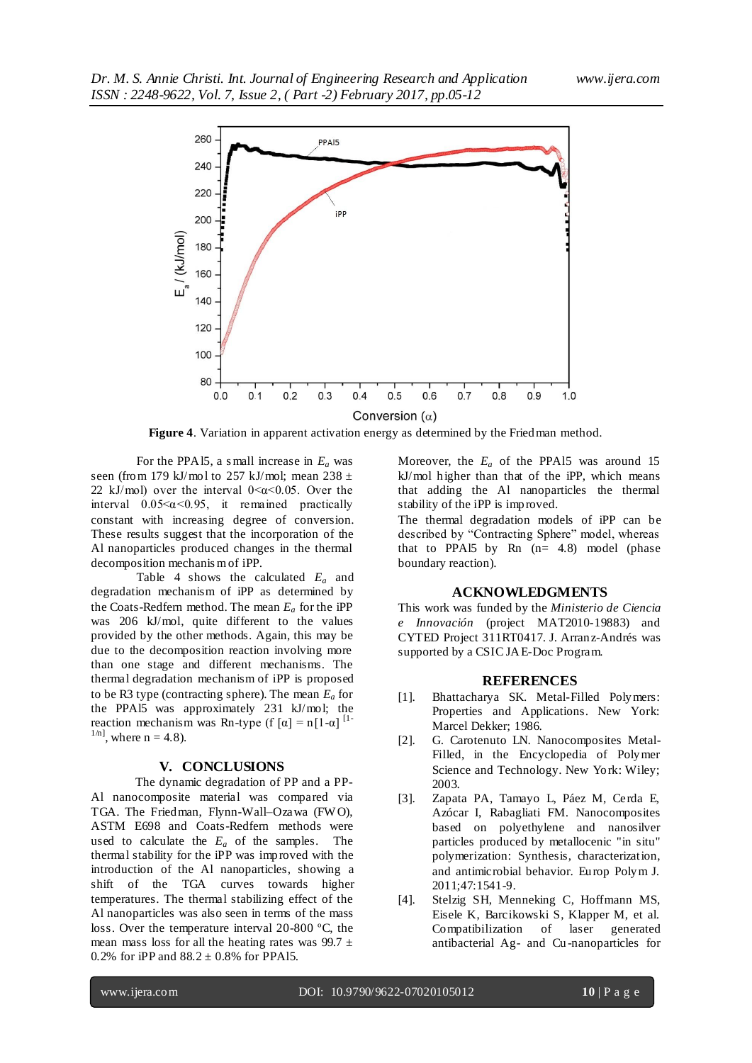**Figure 4**. Variation in apparent activation energy as determined by the Friedman method.

For the PPAl5, a small increase in $E_a$ was seen (from 179 kJ/mol to 257 kJ/mol; mean 238 ± 22 kJ/mol) over the interval $0<\alpha<0.05$. Over the interval $0.05<\alpha<0.95$, it remained practically constant with increasing degree of conversion. These results suggest that the incorporation of the Al nanoparticles produced changes in the thermal decomposition mechanism of iPP.

Table 4 shows the calculated $E_a$ and degradation mechanism of iPP as determined by the Coats-Redfern method. The mean $E_a$ for the iPP was 206 kJ/mol, quite different to the values provided by the other methods. Again, this may be due to the decomposition reaction involving more than one stage and different mechanisms. The thermal degradation mechanism of iPP is proposed to be R3 type (contracting sphere). The mean $E_a$ for the PPAl5 was approximately 231 kJ/mol; the reaction mechanism was Rn-type (f $[\alpha] = n[1-\alpha]^{[1-1/n]}$, where n = 4.8).

## V. CONCLUSIONS

The dynamic degradation of PP and a PP-Al nanocomposite material was compared via TGA. The Friedman, Flynn-Wall–Ozawa (FWO), ASTM E698 and Coats-Redfern methods were used to calculate the $E_a$ of the samples. The thermal stability for the iPP was improved with the introduction of the Al nanoparticles, showing a shift of the TGA curves towards higher temperatures. The thermal stabilizing effect of the Al nanoparticles was also seen in terms of the mass loss. Over the temperature interval 20-800 °C, the mean mass loss for all the heating rates was 99.7 ± 0.2% for iPP and 88.2 ± 0.8% for PPAl5.

Moreover, the $E_a$ of the PPAl5 was around 15 kJ/mol higher than that of the iPP, which means that adding the Al nanoparticles the thermal stability of the iPP is improved.

The thermal degradation models of iPP can be described by "Contracting Sphere" model, whereas that to PPAl5 by Rn (n= 4.8) model (phase boundary reaction).

## ACKNOWLEDGMENTS

This work was funded by the *Ministerio de Ciencia e Innovación* (project MAT2010-19883) and CYTED Project 311RT0417. J. Arranz-Andrés was supported by a CSIC JAE-Doc Program.

## REFERENCES

[1]. Bhattacharya SK. Metal-Filled Polymers: Properties and Applications. New York: Marcel Dekker; 1986.

[2]. G. Carotenuto LN. Nanocomposites Metal-Filled, in the Encyclopedia of Polymer Science and Technology. New York: Wiley; 2003.

[3]. Zapata PA, Tamayo L, Páez M, Cerda E, Azócar I, Rabagliati FM. Nanocomposites based on polyethylene and nanosilver particles produced by metallocenic "in situ" polymerization: Synthesis, characterization, and antimicrobial behavior. Europ Polym J. 2011;47:1541-9.

[4]. Stelzig SH, Menneking C, Hoffmann MS, Eisele K, Barcikowski S, Klapper M, et al. Compatibilization of laser generated antibacterial Ag- and Cu-nanoparticles for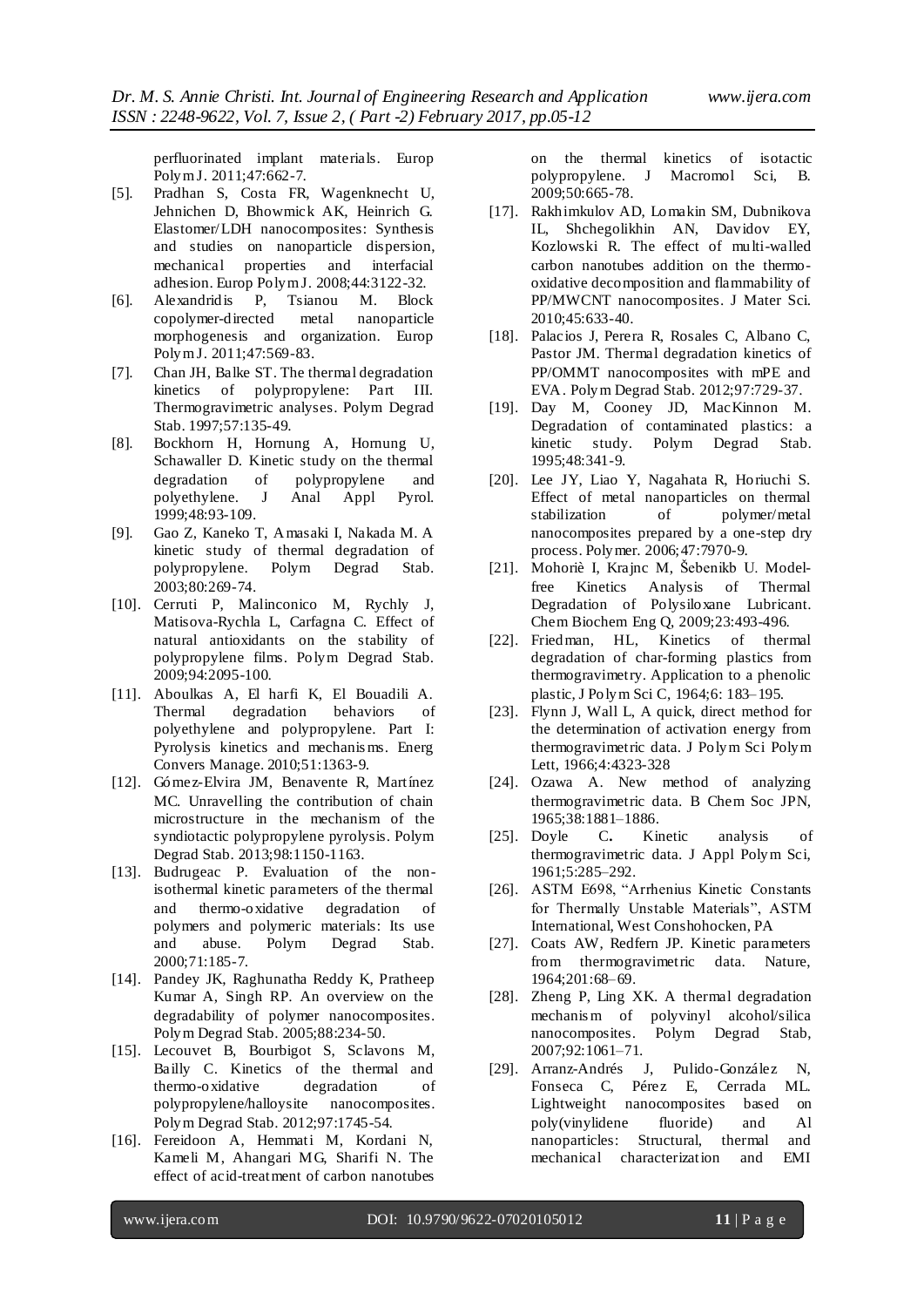perfluorinated implant materials. Europ Polym J. 2011;47:662-7.

[5]. Pradhan S, Costa FR, Wagenknecht U, Jehnichen D, Bhowmick AK, Heinrich G. Elastomer/LDH nanocomposites: Synthesis and studies on nanoparticle dispersion, mechanical properties and interfacial adhesion. Europ Polym J. 2008;44:3122-32.

[6]. Alexandridis P, Tsianou M. Block copolymer-directed metal nanoparticle morphogenesis and organization. Europ Polym J. 2011;47:569-83.

[7]. Chan JH, Balke ST. The thermal degradation kinetics of polypropylene: Part III. Thermogravimetric analyses. Polym Degrad Stab. 1997;57:135-49.

[8]. Bockhorn H, Hornung A, Hornung U, Schawaller D. Kinetic study on the thermal degradation of polypropylene and polyethylene. J Anal Appl Pyrol. 1999;48:93-109.

[9]. Gao Z, Kaneko T, Amasaki I, Nakada M. A kinetic study of thermal degradation of polypropylene. Polym Degrad Stab. 2003;80:269-74.

[10]. Cerruti P, Malinconico M, Rychly J, Matisova-Rychla L, Carfagna C. Effect of natural antioxidants on the stability of polypropylene films. Polym Degrad Stab. 2009;94:2095-100.

[11]. Aboulkas A, El harfi K, El Bouadili A. Thermal degradation behaviors of polyethylene and polypropylene. Part I: Pyrolysis kinetics and mechanisms. Energ Convers Manage. 2010;51:1363-9.

[12]. Gómez-Elvira JM, Benavente R, Martínez MC. Unravelling the contribution of chain microstructure in the mechanism of the syndiotactic polypropylene pyrolysis. Polym Degrad Stab. 2013;98:1150-1163.

[13]. Budrugeac P. Evaluation of the non-isothermal kinetic parameters of the thermal and thermo-oxidative degradation of polymers and polymeric materials: Its use and abuse. Polym Degrad Stab. 2000;71:185-7.

[14]. Pandey JK, Raghunatha Reddy K, Pratheep Kumar A, Singh RP. An overview on the degradability of polymer nanocomposites. Polym Degrad Stab. 2005;88:234-50.

[15]. Lecouvet B, Bourbigot S, Sclavons M, Bailly C. Kinetics of the thermal and thermo-oxidative degradation of polypropylene/halloysite nanocomposites. Polym Degrad Stab. 2012;97:1745-54.

[16]. Fereidoon A, Hemmati M, Kordani N, Kameli M, Ahangari MG, Sharifi N. The effect of acid-treatment of carbon nanotubes on the thermal kinetics of isotactic polypropylene. J Macromol Sci, B. 2009;50:665-78.

[17]. Rakhimkulov AD, Lomakin SM, Dubnikova IL, Shchegolikhin AN, Davidov EY, Kozlowski R. The effect of multi-walled carbon nanotubes addition on the thermo-oxidative decomposition and flammability of PP/MWCNT nanocomposites. J Mater Sci. 2010;45:633-40.

[18]. Palacios J, Perera R, Rosales C, Albano C, Pastor JM. Thermal degradation kinetics of PP/OMMT nanocomposites with mPE and EVA. Polym Degrad Stab. 2012;97:729-37.

[19]. Day M, Cooney JD, MacKinnon M. Degradation of contaminated plastics: a kinetic study. Polym Degrad Stab. 1995;48:341-9.

[20]. Lee JY, Liao Y, Nagahata R, Horiuchi S. Effect of metal nanoparticles on thermal stabilization of polymer/metal nanocomposites prepared by a one-step dry process. Polymer. 2006;47:7970-9.

[21]. Mohoriè I, Krajnc M, Šebenikb U. Model-free Kinetics Analysis of Thermal Degradation of Polysiloxane Lubricant. Chem Biochem Eng Q, 2009;23:493-496.

[22]. Friedman, HL, Kinetics of thermal degradation of char-forming plastics from thermogravimetry. Application to a phenolic plastic, J Polym Sci C, 1964;6: 183–195.

[23]. Flynn J, Wall L, A quick, direct method for the determination of activation energy from thermogravimetric data. J Polym Sci Polym Lett, 1966;4:4323-328

[24]. Ozawa A. New method of analyzing thermogravimetric data. B Chem Soc JPN, 1965;38:1881–1886.

[25]. Doyle C**.** Kinetic analysis of thermogravimetric data. J Appl Polym Sci, 1961;5:285–292.

[26]. ASTM E698, "Arrhenius Kinetic Constants for Thermally Unstable Materials", ASTM International, West Conshohocken, PA

[27]. Coats AW, Redfern JP. Kinetic parameters from thermogravimetric data. Nature, 1964;201:68–69.

[28]. Zheng P, Ling XK. A thermal degradation mechanism of polyvinyl alcohol/silica nanocomposites. Polym Degrad Stab, 2007;92:1061–71.

[29]. Arranz-Andrés J, Pulido-González N, Fonseca C, Pérez E, Cerrada ML. Lightweight nanocomposites based on poly(vinylidene fluoride) and Al nanoparticles: Structural, thermal and mechanical characterization and EMI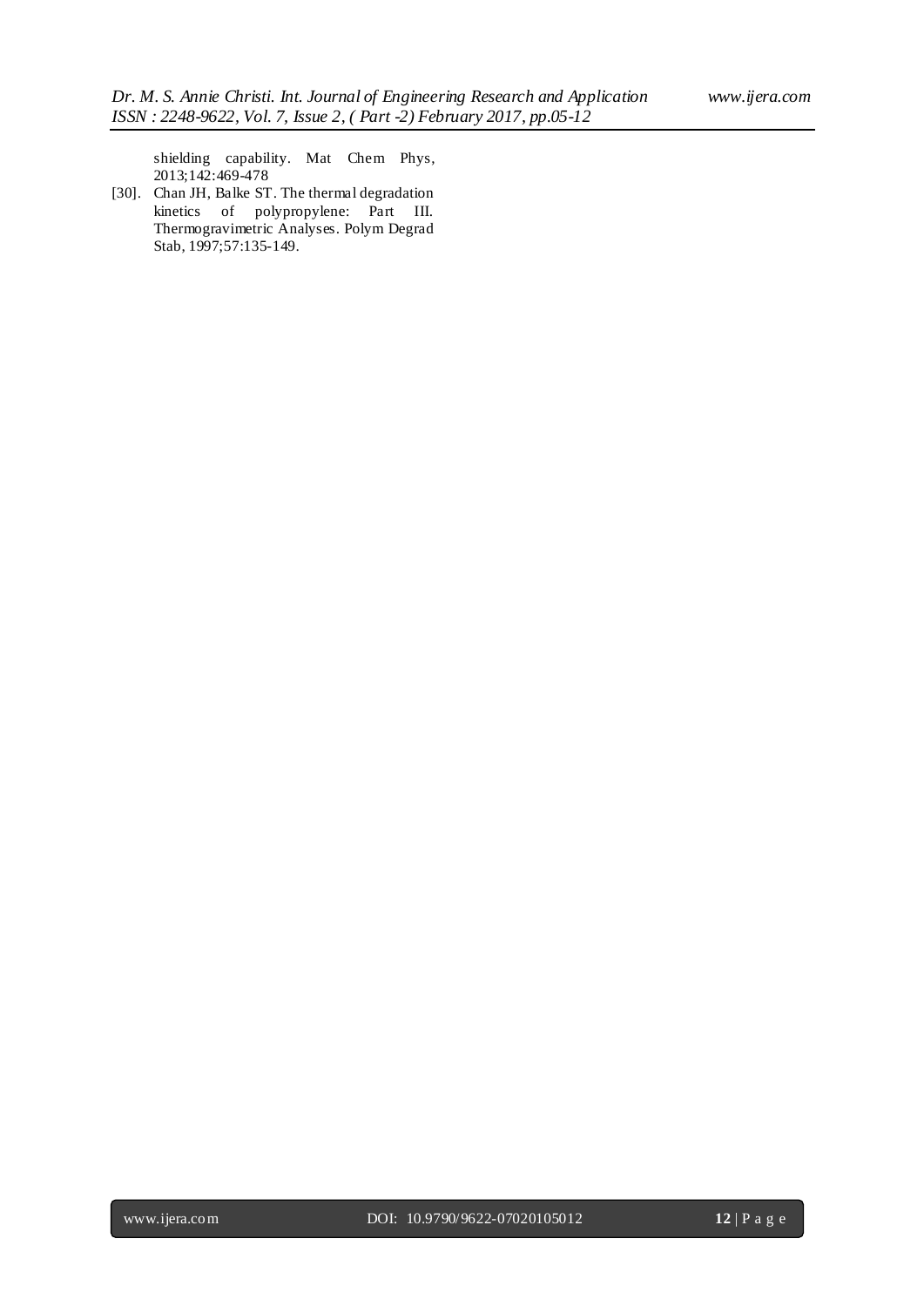shielding capability. Mat Chem Phys, 2013;142:469-478

[30]. Chan JH, Balke ST. The thermal degradation kinetics of polypropylene: Part III. Thermogravimetric Analyses. Polym Degrad Stab, 1997;57:135-149.